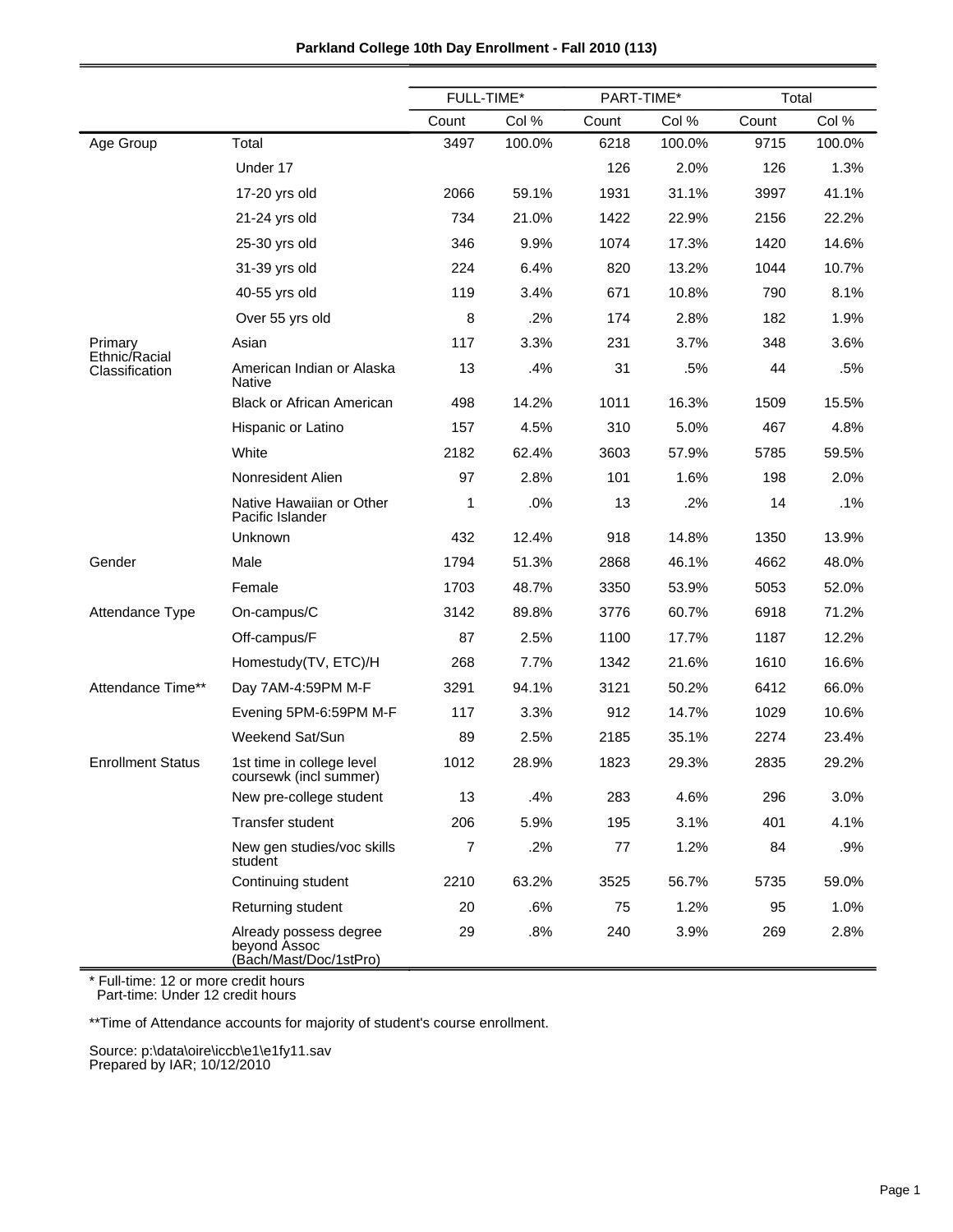# Parkland College 10th Day Enrollment - Fall 2010 (113)

| | | FULL-TIME* | | PART-TIME* | | Total | |
|---|---|---|---|---|---|---|---|
| | | Count | Col % | Count | Col % | Count | Col % |
| Age Group | Total | 3497 | 100.0% | 6218 | 100.0% | 9715 | 100.0% |
| | Under 17 | | | 126 | 2.0% | 126 | 1.3% |
| | 17-20 yrs old | 2066 | 59.1% | 1931 | 31.1% | 3997 | 41.1% |
| | 21-24 yrs old | 734 | 21.0% | 1422 | 22.9% | 2156 | 22.2% |
| | 25-30 yrs old | 346 | 9.9% | 1074 | 17.3% | 1420 | 14.6% |
| | 31-39 yrs old | 224 | 6.4% | 820 | 13.2% | 1044 | 10.7% |
| | 40-55 yrs old | 119 | 3.4% | 671 | 10.8% | 790 | 8.1% |
| | Over 55 yrs old | 8 | .2% | 174 | 2.8% | 182 | 1.9% |
| Primary Ethnic/Racial Classification | Asian | 117 | 3.3% | 231 | 3.7% | 348 | 3.6% |
| | American Indian or Alaska Native | 13 | .4% | 31 | .5% | 44 | .5% |
| | Black or African American | 498 | 14.2% | 1011 | 16.3% | 1509 | 15.5% |
| | Hispanic or Latino | 157 | 4.5% | 310 | 5.0% | 467 | 4.8% |
| | White | 2182 | 62.4% | 3603 | 57.9% | 5785 | 59.5% |
| | Nonresident Alien | 97 | 2.8% | 101 | 1.6% | 198 | 2.0% |
| | Native Hawaiian or Other Pacific Islander | 1 | .0% | 13 | .2% | 14 | .1% |
| | Unknown | 432 | 12.4% | 918 | 14.8% | 1350 | 13.9% |
| Gender | Male | 1794 | 51.3% | 2868 | 46.1% | 4662 | 48.0% |
| | Female | 1703 | 48.7% | 3350 | 53.9% | 5053 | 52.0% |
| Attendance Type | On-campus/C | 3142 | 89.8% | 3776 | 60.7% | 6918 | 71.2% |
| | Off-campus/F | 87 | 2.5% | 1100 | 17.7% | 1187 | 12.2% |
| | Homestudy(TV, ETC)/H | 268 | 7.7% | 1342 | 21.6% | 1610 | 16.6% |
| Attendance Time** | Day 7AM-4:59PM M-F | 3291 | 94.1% | 3121 | 50.2% | 6412 | 66.0% |
| | Evening 5PM-6:59PM M-F | 117 | 3.3% | 912 | 14.7% | 1029 | 10.6% |
| | Weekend Sat/Sun | 89 | 2.5% | 2185 | 35.1% | 2274 | 23.4% |
| Enrollment Status | 1st time in college level coursewk (incl summer) | 1012 | 28.9% | 1823 | 29.3% | 2835 | 29.2% |
| | New pre-college student | 13 | .4% | 283 | 4.6% | 296 | 3.0% |
| | Transfer student | 206 | 5.9% | 195 | 3.1% | 401 | 4.1% |
| | New gen studies/voc skills student | 7 | .2% | 77 | 1.2% | 84 | .9% |
| | Continuing student | 2210 | 63.2% | 3525 | 56.7% | 5735 | 59.0% |
| | Returning student | 20 | .6% | 75 | 1.2% | 95 | 1.0% |
| | Already possess degree beyond Assoc (Bach/Mast/Doc/1stPro) | 29 | .8% | 240 | 3.9% | 269 | 2.8% |

* Full-time: 12 or more credit hours
  Part-time: Under 12 credit hours

**Time of Attendance accounts for majority of student's course enrollment.

Source: p:\data\oire\iccb\e1\e1fy11.sav
Prepared by IAR; 10/12/2010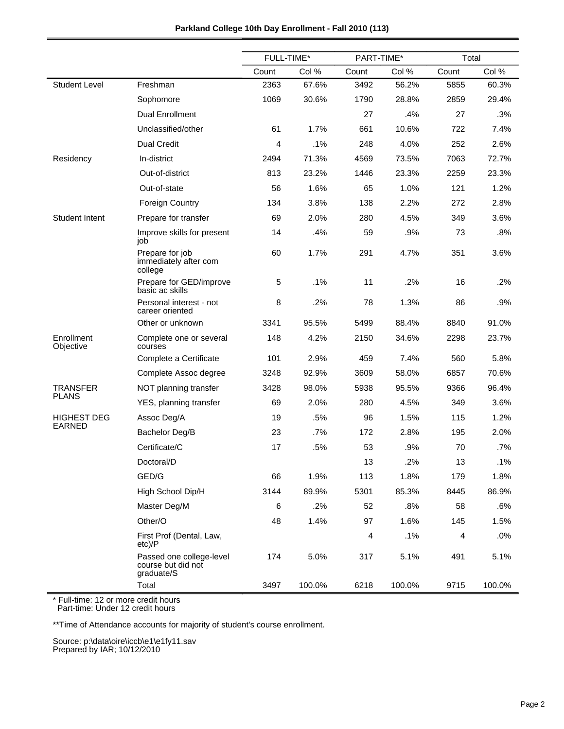**Parkland College 10th Day Enrollment - Fall 2010 (113)**

| | | FULL-TIME* | | PART-TIME* | | Total | |
|---|---|---|---|---|---|---|---|
| | | Count | Col % | Count | Col % | Count | Col % |
| Student Level | Freshman | 2363 | 67.6% | 3492 | 56.2% | 5855 | 60.3% |
| | Sophomore | 1069 | 30.6% | 1790 | 28.8% | 2859 | 29.4% |
| | Dual Enrollment | | | 27 | .4% | 27 | .3% |
| | Unclassified/other | 61 | 1.7% | 661 | 10.6% | 722 | 7.4% |
| | Dual Credit | 4 | .1% | 248 | 4.0% | 252 | 2.6% |
| Residency | In-district | 2494 | 71.3% | 4569 | 73.5% | 7063 | 72.7% |
| | Out-of-district | 813 | 23.2% | 1446 | 23.3% | 2259 | 23.3% |
| | Out-of-state | 56 | 1.6% | 65 | 1.0% | 121 | 1.2% |
| | Foreign Country | 134 | 3.8% | 138 | 2.2% | 272 | 2.8% |
| Student Intent | Prepare for transfer | 69 | 2.0% | 280 | 4.5% | 349 | 3.6% |
| | Improve skills for present job | 14 | .4% | 59 | .9% | 73 | .8% |
| | Prepare for job immediately after com college | 60 | 1.7% | 291 | 4.7% | 351 | 3.6% |
| | Prepare for GED/improve basic ac skills | 5 | .1% | 11 | .2% | 16 | .2% |
| | Personal interest - not career oriented | 8 | .2% | 78 | 1.3% | 86 | .9% |
| | Other or unknown | 3341 | 95.5% | 5499 | 88.4% | 8840 | 91.0% |
| Enrollment Objective | Complete one or several courses | 148 | 4.2% | 2150 | 34.6% | 2298 | 23.7% |
| | Complete a Certificate | 101 | 2.9% | 459 | 7.4% | 560 | 5.8% |
| | Complete Assoc degree | 3248 | 92.9% | 3609 | 58.0% | 6857 | 70.6% |
| TRANSFER PLANS | NOT planning transfer | 3428 | 98.0% | 5938 | 95.5% | 9366 | 96.4% |
| | YES, planning transfer | 69 | 2.0% | 280 | 4.5% | 349 | 3.6% |
| HIGHEST DEG EARNED | Assoc Deg/A | 19 | .5% | 96 | 1.5% | 115 | 1.2% |
| | Bachelor Deg/B | 23 | .7% | 172 | 2.8% | 195 | 2.0% |
| | Certificate/C | 17 | .5% | 53 | .9% | 70 | .7% |
| | Doctoral/D | | | 13 | .2% | 13 | .1% |
| | GED/G | 66 | 1.9% | 113 | 1.8% | 179 | 1.8% |
| | High School Dip/H | 3144 | 89.9% | 5301 | 85.3% | 8445 | 86.9% |
| | Master Deg/M | 6 | .2% | 52 | .8% | 58 | .6% |
| | Other/O | 48 | 1.4% | 97 | 1.6% | 145 | 1.5% |
| | First Prof (Dental, Law, etc)/P | | | 4 | .1% | 4 | .0% |
| | Passed one college-level course but did not graduate/S | 174 | 5.0% | 317 | 5.1% | 491 | 5.1% |
| | Total | 3497 | 100.0% | 6218 | 100.0% | 9715 | 100.0% |

\* Full-time: 12 or more credit hours
Part-time: Under 12 credit hours

**Time of Attendance accounts for majority of student's course enrollment.

Source: p:\data\oire\iccb\e1\e1fy11.sav
Prepared by IAR; 10/12/2010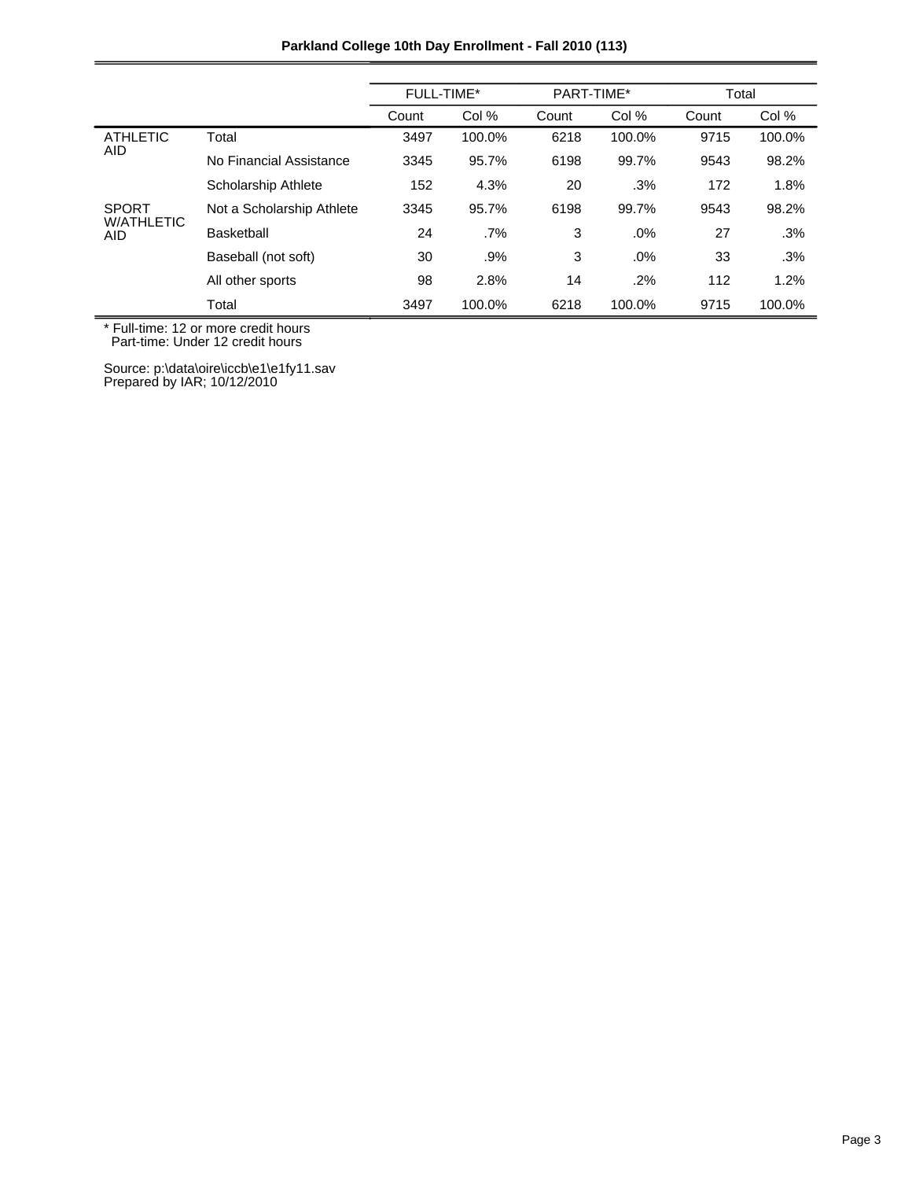**Parkland College 10th Day Enrollment - Fall 2010 (113)**

| | | FULL-TIME* | | PART-TIME* | | Total | |
|---|---|---|---|---|---|---|---|
| | | Count | Col % | Count | Col % | Count | Col % |
| ATHLETIC AID | Total | 3497 | 100.0% | 6218 | 100.0% | 9715 | 100.0% |
| | No Financial Assistance | 3345 | 95.7% | 6198 | 99.7% | 9543 | 98.2% |
| | Scholarship Athlete | 152 | 4.3% | 20 | .3% | 172 | 1.8% |
| SPORT W/ATHLETIC AID | Not a Scholarship Athlete | 3345 | 95.7% | 6198 | 99.7% | 9543 | 98.2% |
| | Basketball | 24 | .7% | 3 | .0% | 27 | .3% |
| | Baseball (not soft) | 30 | .9% | 3 | .0% | 33 | .3% |
| | All other sports | 98 | 2.8% | 14 | .2% | 112 | 1.2% |
| | Total | 3497 | 100.0% | 6218 | 100.0% | 9715 | 100.0% |

* Full-time: 12 or more credit hours
  Part-time: Under 12 credit hours

Source: p:\data\oire\iccb\e1\e1fy11.sav
Prepared by IAR; 10/12/2010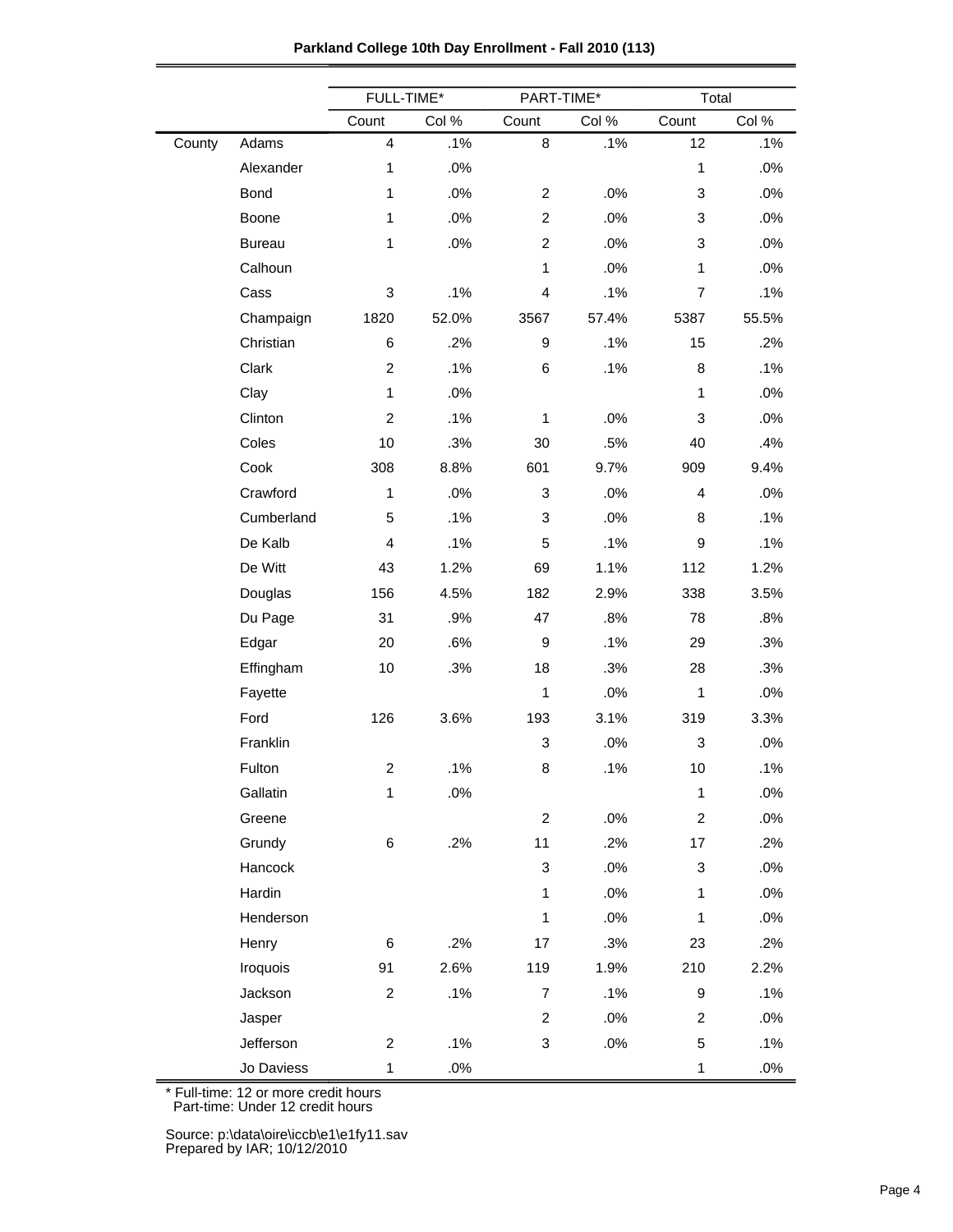**Parkland College 10th Day Enrollment - Fall 2010 (113)**

| | | FULL-TIME* | | PART-TIME* | | Total | |
|---|---|---|---|---|---|---|---|
| | | Count | Col % | Count | Col % | Count | Col % |
| County | Adams | 4 | .1% | 8 | .1% | 12 | .1% |
| | Alexander | 1 | .0% | | | 1 | .0% |
| | Bond | 1 | .0% | 2 | .0% | 3 | .0% |
| | Boone | 1 | .0% | 2 | .0% | 3 | .0% |
| | Bureau | 1 | .0% | 2 | .0% | 3 | .0% |
| | Calhoun | | | 1 | .0% | 1 | .0% |
| | Cass | 3 | .1% | 4 | .1% | 7 | .1% |
| | Champaign | 1820 | 52.0% | 3567 | 57.4% | 5387 | 55.5% |
| | Christian | 6 | .2% | 9 | .1% | 15 | .2% |
| | Clark | 2 | .1% | 6 | .1% | 8 | .1% |
| | Clay | 1 | .0% | | | 1 | .0% |
| | Clinton | 2 | .1% | 1 | .0% | 3 | .0% |
| | Coles | 10 | .3% | 30 | .5% | 40 | .4% |
| | Cook | 308 | 8.8% | 601 | 9.7% | 909 | 9.4% |
| | Crawford | 1 | .0% | 3 | .0% | 4 | .0% |
| | Cumberland | 5 | .1% | 3 | .0% | 8 | .1% |
| | De Kalb | 4 | .1% | 5 | .1% | 9 | .1% |
| | De Witt | 43 | 1.2% | 69 | 1.1% | 112 | 1.2% |
| | Douglas | 156 | 4.5% | 182 | 2.9% | 338 | 3.5% |
| | Du Page | 31 | .9% | 47 | .8% | 78 | .8% |
| | Edgar | 20 | .6% | 9 | .1% | 29 | .3% |
| | Effingham | 10 | .3% | 18 | .3% | 28 | .3% |
| | Fayette | | | 1 | .0% | 1 | .0% |
| | Ford | 126 | 3.6% | 193 | 3.1% | 319 | 3.3% |
| | Franklin | | | 3 | .0% | 3 | .0% |
| | Fulton | 2 | .1% | 8 | .1% | 10 | .1% |
| | Gallatin | 1 | .0% | | | 1 | .0% |
| | Greene | | | 2 | .0% | 2 | .0% |
| | Grundy | 6 | .2% | 11 | .2% | 17 | .2% |
| | Hancock | | | 3 | .0% | 3 | .0% |
| | Hardin | | | 1 | .0% | 1 | .0% |
| | Henderson | | | 1 | .0% | 1 | .0% |
| | Henry | 6 | .2% | 17 | .3% | 23 | .2% |
| | Iroquois | 91 | 2.6% | 119 | 1.9% | 210 | 2.2% |
| | Jackson | 2 | .1% | 7 | .1% | 9 | .1% |
| | Jasper | | | 2 | .0% | 2 | .0% |
| | Jefferson | 2 | .1% | 3 | .0% | 5 | .1% |
| | Jo Daviess | 1 | .0% | | | 1 | .0% |

\* Full-time: 12 or more credit hours
Part-time: Under 12 credit hours

Source: p:\data\oire\iccb\e1\e1fy11.sav
Prepared by IAR; 10/12/2010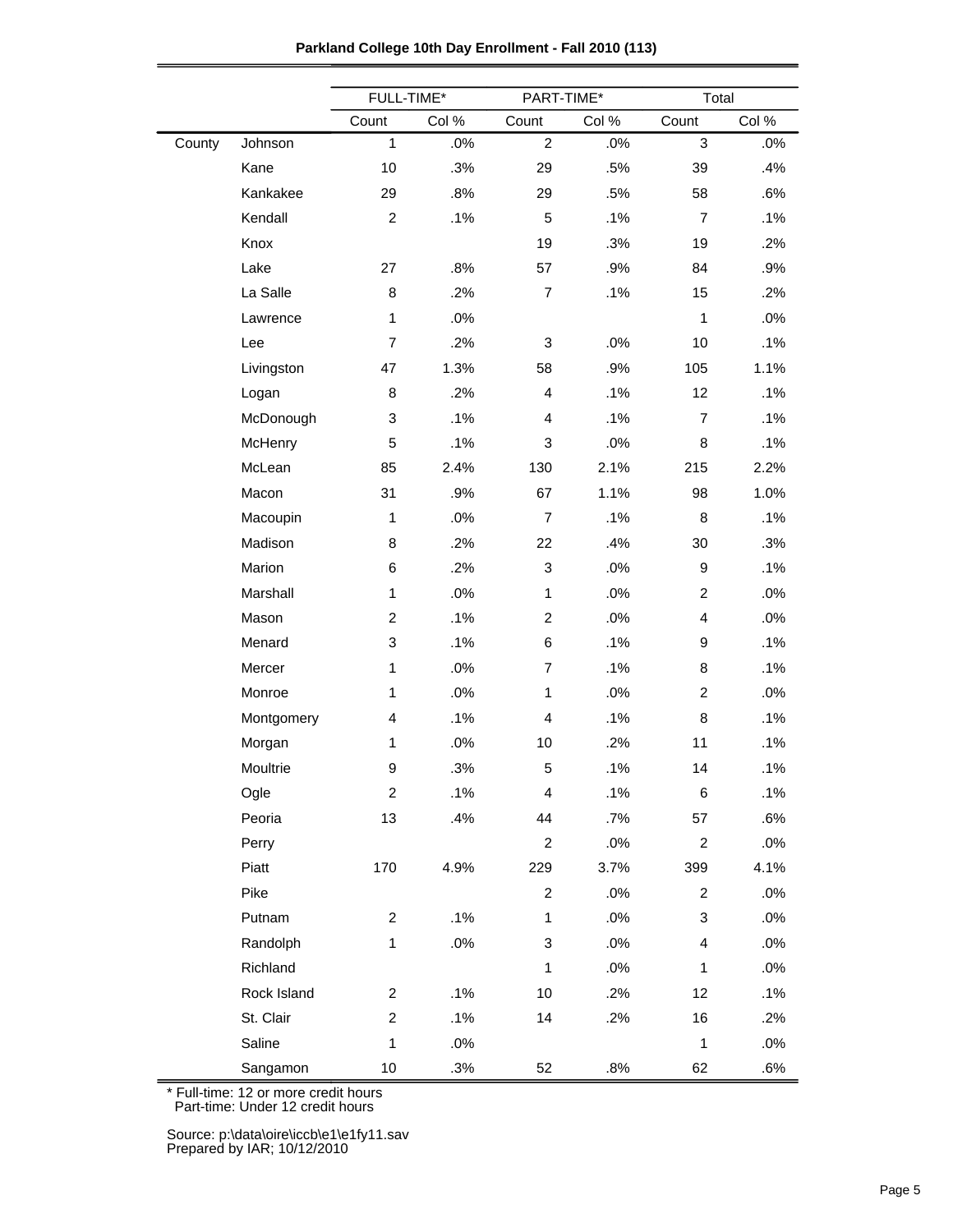**Parkland College 10th Day Enrollment - Fall 2010 (113)**

| | | FULL-TIME* | | PART-TIME* | | Total | |
|---|---|---|---|---|---|---|---|
| | | Count | Col % | Count | Col % | Count | Col % |
| County | Johnson | 1 | .0% | 2 | .0% | 3 | .0% |
| | Kane | 10 | .3% | 29 | .5% | 39 | .4% |
| | Kankakee | 29 | .8% | 29 | .5% | 58 | .6% |
| | Kendall | 2 | .1% | 5 | .1% | 7 | .1% |
| | Knox | | | 19 | .3% | 19 | .2% |
| | Lake | 27 | .8% | 57 | .9% | 84 | .9% |
| | La Salle | 8 | .2% | 7 | .1% | 15 | .2% |
| | Lawrence | 1 | .0% | | | 1 | .0% |
| | Lee | 7 | .2% | 3 | .0% | 10 | .1% |
| | Livingston | 47 | 1.3% | 58 | .9% | 105 | 1.1% |
| | Logan | 8 | .2% | 4 | .1% | 12 | .1% |
| | McDonough | 3 | .1% | 4 | .1% | 7 | .1% |
| | McHenry | 5 | .1% | 3 | .0% | 8 | .1% |
| | McLean | 85 | 2.4% | 130 | 2.1% | 215 | 2.2% |
| | Macon | 31 | .9% | 67 | 1.1% | 98 | 1.0% |
| | Macoupin | 1 | .0% | 7 | .1% | 8 | .1% |
| | Madison | 8 | .2% | 22 | .4% | 30 | .3% |
| | Marion | 6 | .2% | 3 | .0% | 9 | .1% |
| | Marshall | 1 | .0% | 1 | .0% | 2 | .0% |
| | Mason | 2 | .1% | 2 | .0% | 4 | .0% |
| | Menard | 3 | .1% | 6 | .1% | 9 | .1% |
| | Mercer | 1 | .0% | 7 | .1% | 8 | .1% |
| | Monroe | 1 | .0% | 1 | .0% | 2 | .0% |
| | Montgomery | 4 | .1% | 4 | .1% | 8 | .1% |
| | Morgan | 1 | .0% | 10 | .2% | 11 | .1% |
| | Moultrie | 9 | .3% | 5 | .1% | 14 | .1% |
| | Ogle | 2 | .1% | 4 | .1% | 6 | .1% |
| | Peoria | 13 | .4% | 44 | .7% | 57 | .6% |
| | Perry | | | 2 | .0% | 2 | .0% |
| | Piatt | 170 | 4.9% | 229 | 3.7% | 399 | 4.1% |
| | Pike | | | 2 | .0% | 2 | .0% |
| | Putnam | 2 | .1% | 1 | .0% | 3 | .0% |
| | Randolph | 1 | .0% | 3 | .0% | 4 | .0% |
| | Richland | | | 1 | .0% | 1 | .0% |
| | Rock Island | 2 | .1% | 10 | .2% | 12 | .1% |
| | St. Clair | 2 | .1% | 14 | .2% | 16 | .2% |
| | Saline | 1 | .0% | | | 1 | .0% |
| | Sangamon | 10 | .3% | 52 | .8% | 62 | .6% |

* Full-time: 12 or more credit hours
  Part-time: Under 12 credit hours

Source: p:\data\oire\iccb\e1\e1fy11.sav
Prepared by IAR; 10/12/2010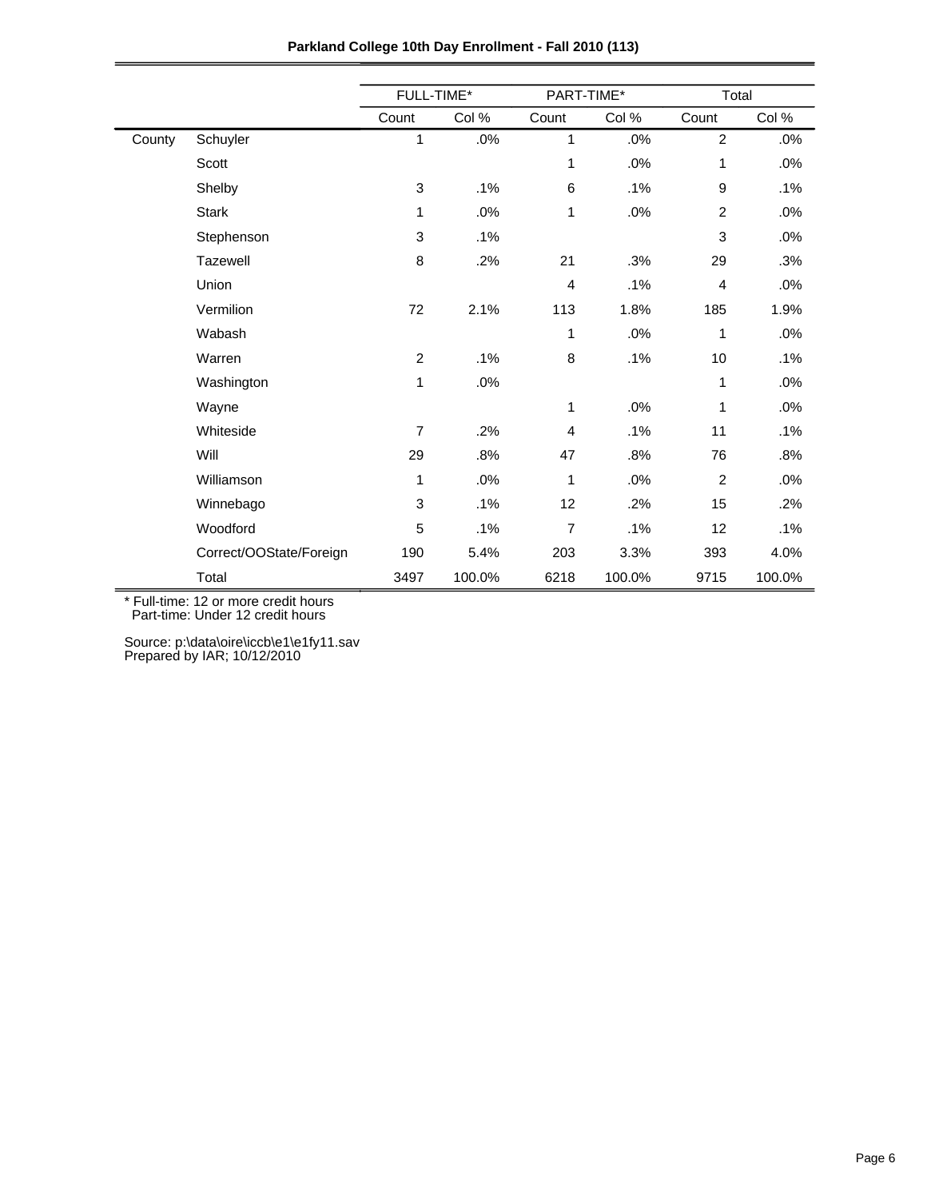**Parkland College 10th Day Enrollment - Fall 2010 (113)**

| | | FULL-TIME* | | PART-TIME* | | Total | |
|---|---|---|---|---|---|---|---|
| | | Count | Col % | Count | Col % | Count | Col % |
| County | Schuyler | 1 | .0% | 1 | .0% | 2 | .0% |
| | Scott | | | 1 | .0% | 1 | .0% |
| | Shelby | 3 | .1% | 6 | .1% | 9 | .1% |
| | Stark | 1 | .0% | 1 | .0% | 2 | .0% |
| | Stephenson | 3 | .1% | | | 3 | .0% |
| | Tazewell | 8 | .2% | 21 | .3% | 29 | .3% |
| | Union | | | 4 | .1% | 4 | .0% |
| | Vermilion | 72 | 2.1% | 113 | 1.8% | 185 | 1.9% |
| | Wabash | | | 1 | .0% | 1 | .0% |
| | Warren | 2 | .1% | 8 | .1% | 10 | .1% |
| | Washington | 1 | .0% | | | 1 | .0% |
| | Wayne | | | 1 | .0% | 1 | .0% |
| | Whiteside | 7 | .2% | 4 | .1% | 11 | .1% |
| | Will | 29 | .8% | 47 | .8% | 76 | .8% |
| | Williamson | 1 | .0% | 1 | .0% | 2 | .0% |
| | Winnebago | 3 | .1% | 12 | .2% | 15 | .2% |
| | Woodford | 5 | .1% | 7 | .1% | 12 | .1% |
| | Correct/OOState/Foreign | 190 | 5.4% | 203 | 3.3% | 393 | 4.0% |
| | Total | 3497 | 100.0% | 6218 | 100.0% | 9715 | 100.0% |

* Full-time: 12 or more credit hours
Part-time: Under 12 credit hours

Source: p:\data\oire\iccb\e1\e1fy11.sav
Prepared by IAR; 10/12/2010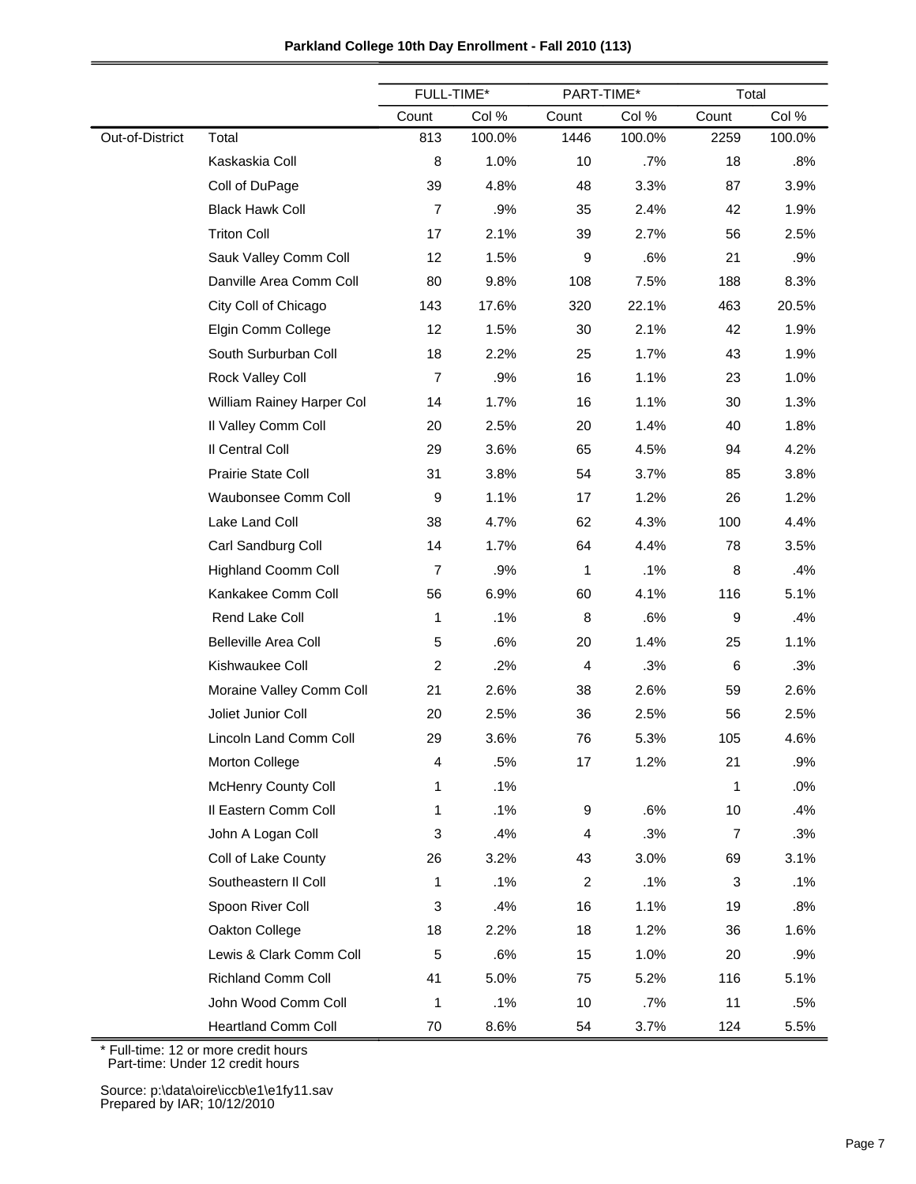**Parkland College 10th Day Enrollment - Fall 2010 (113)**

| | | FULL-TIME* | | PART-TIME* | | Total | |
|---|---|---|---|---|---|---|---|
| | | Count | Col % | Count | Col % | Count | Col % |
| Out-of-District | Total | 813 | 100.0% | 1446 | 100.0% | 2259 | 100.0% |
| | Kaskaskia Coll | 8 | 1.0% | 10 | .7% | 18 | .8% |
| | Coll of DuPage | 39 | 4.8% | 48 | 3.3% | 87 | 3.9% |
| | Black Hawk Coll | 7 | .9% | 35 | 2.4% | 42 | 1.9% |
| | Triton Coll | 17 | 2.1% | 39 | 2.7% | 56 | 2.5% |
| | Sauk Valley Comm Coll | 12 | 1.5% | 9 | .6% | 21 | .9% |
| | Danville Area Comm Coll | 80 | 9.8% | 108 | 7.5% | 188 | 8.3% |
| | City Coll of Chicago | 143 | 17.6% | 320 | 22.1% | 463 | 20.5% |
| | Elgin Comm College | 12 | 1.5% | 30 | 2.1% | 42 | 1.9% |
| | South Surburban Coll | 18 | 2.2% | 25 | 1.7% | 43 | 1.9% |
| | Rock Valley Coll | 7 | .9% | 16 | 1.1% | 23 | 1.0% |
| | William Rainey Harper Col | 14 | 1.7% | 16 | 1.1% | 30 | 1.3% |
| | Il Valley Comm Coll | 20 | 2.5% | 20 | 1.4% | 40 | 1.8% |
| | Il Central Coll | 29 | 3.6% | 65 | 4.5% | 94 | 4.2% |
| | Prairie State Coll | 31 | 3.8% | 54 | 3.7% | 85 | 3.8% |
| | Waubonsee Comm Coll | 9 | 1.1% | 17 | 1.2% | 26 | 1.2% |
| | Lake Land Coll | 38 | 4.7% | 62 | 4.3% | 100 | 4.4% |
| | Carl Sandburg Coll | 14 | 1.7% | 64 | 4.4% | 78 | 3.5% |
| | Highland Coomm Coll | 7 | .9% | 1 | .1% | 8 | .4% |
| | Kankakee Comm Coll | 56 | 6.9% | 60 | 4.1% | 116 | 5.1% |
| | Rend Lake Coll | 1 | .1% | 8 | .6% | 9 | .4% |
| | Belleville Area Coll | 5 | .6% | 20 | 1.4% | 25 | 1.1% |
| | Kishwaukee Coll | 2 | .2% | 4 | .3% | 6 | .3% |
| | Moraine Valley Comm Coll | 21 | 2.6% | 38 | 2.6% | 59 | 2.6% |
| | Joliet Junior Coll | 20 | 2.5% | 36 | 2.5% | 56 | 2.5% |
| | Lincoln Land Comm Coll | 29 | 3.6% | 76 | 5.3% | 105 | 4.6% |
| | Morton College | 4 | .5% | 17 | 1.2% | 21 | .9% |
| | McHenry County Coll | 1 | .1% | | | 1 | .0% |
| | Il Eastern Comm Coll | 1 | .1% | 9 | .6% | 10 | .4% |
| | John A Logan Coll | 3 | .4% | 4 | .3% | 7 | .3% |
| | Coll of Lake County | 26 | 3.2% | 43 | 3.0% | 69 | 3.1% |
| | Southeastern Il Coll | 1 | .1% | 2 | .1% | 3 | .1% |
| | Spoon River Coll | 3 | .4% | 16 | 1.1% | 19 | .8% |
| | Oakton College | 18 | 2.2% | 18 | 1.2% | 36 | 1.6% |
| | Lewis & Clark Comm Coll | 5 | .6% | 15 | 1.0% | 20 | .9% |
| | Richland Comm Coll | 41 | 5.0% | 75 | 5.2% | 116 | 5.1% |
| | John Wood Comm Coll | 1 | .1% | 10 | .7% | 11 | .5% |
| | Heartland Comm Coll | 70 | 8.6% | 54 | 3.7% | 124 | 5.5% |

* Full-time: 12 or more credit hours
Part-time: Under 12 credit hours

Source: p:\data\oire\iccb\e1\e1fy11.sav
Prepared by IAR; 10/12/2010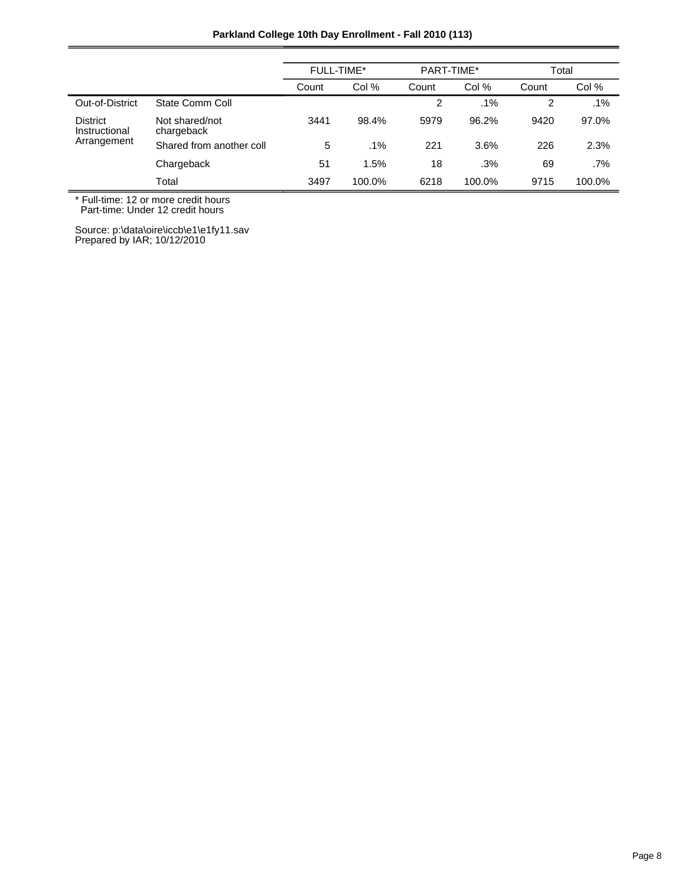**Parkland College 10th Day Enrollment - Fall 2010 (113)**

| | | FULL-TIME* | | PART-TIME* | | Total | |
|---|---|---|---|---|---|---|---|
| | | Count | Col % | Count | Col % | Count | Col % |
| Out-of-District | State Comm Coll | | | 2 | .1% | 2 | .1% |
| District Instructional Arrangement | Not shared/not chargeback | 3441 | 98.4% | 5979 | 96.2% | 9420 | 97.0% |
| | Shared from another coll | 5 | .1% | 221 | 3.6% | 226 | 2.3% |
| | Chargeback | 51 | 1.5% | 18 | .3% | 69 | .7% |
| | Total | 3497 | 100.0% | 6218 | 100.0% | 9715 | 100.0% |

\* Full-time: 12 or more credit hours
Part-time: Under 12 credit hours

Source: p:\data\oire\iccb\e1\e1fy11.sav
Prepared by IAR; 10/12/2010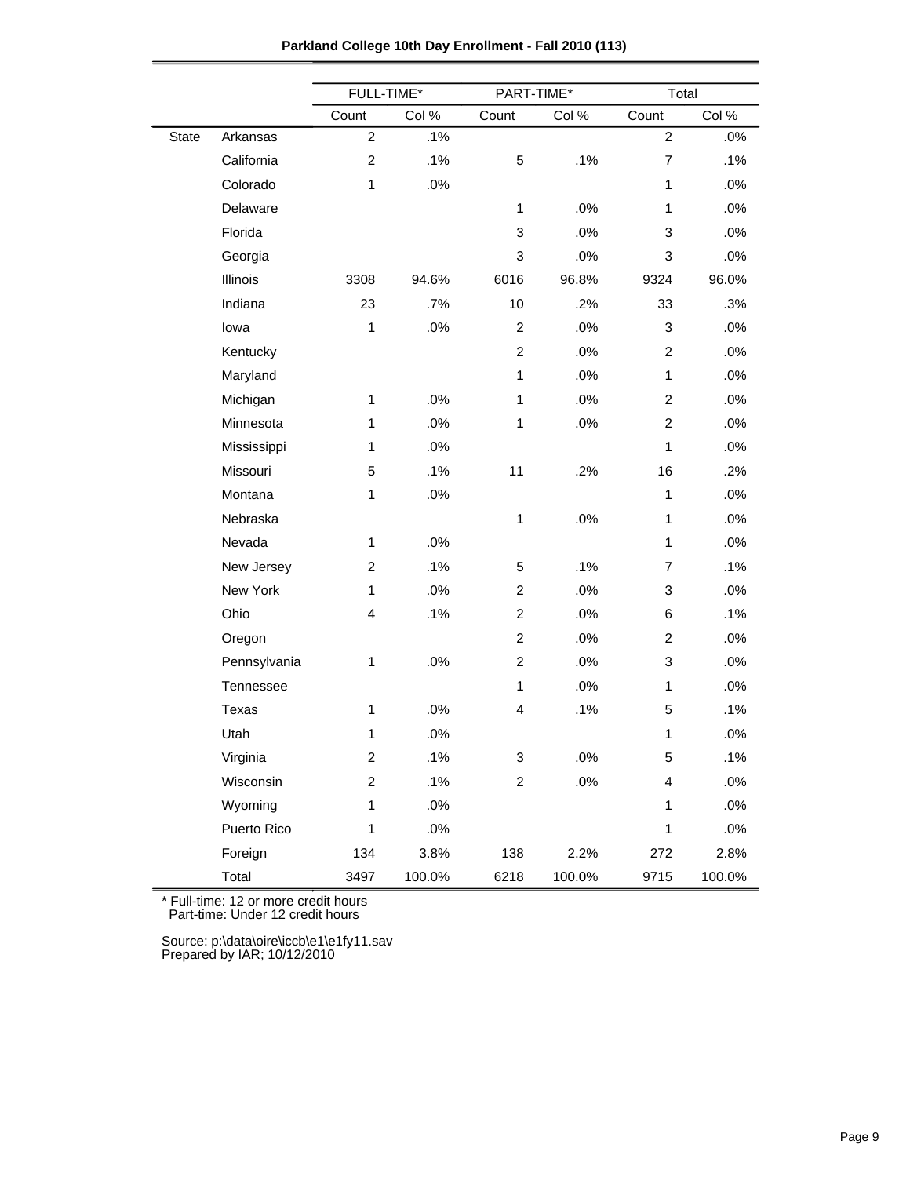**Parkland College 10th Day Enrollment - Fall 2010 (113)**

| | | FULL-TIME* | | PART-TIME* | | Total | |
|---|---|---|---|---|---|---|---|
| | | Count | Col % | Count | Col % | Count | Col % |
| State | Arkansas | 2 | .1% | | | 2 | .0% |
| | California | 2 | .1% | 5 | .1% | 7 | .1% |
| | Colorado | 1 | .0% | | | 1 | .0% |
| | Delaware | | | 1 | .0% | 1 | .0% |
| | Florida | | | 3 | .0% | 3 | .0% |
| | Georgia | | | 3 | .0% | 3 | .0% |
| | Illinois | 3308 | 94.6% | 6016 | 96.8% | 9324 | 96.0% |
| | Indiana | 23 | .7% | 10 | .2% | 33 | .3% |
| | Iowa | 1 | .0% | 2 | .0% | 3 | .0% |
| | Kentucky | | | 2 | .0% | 2 | .0% |
| | Maryland | | | 1 | .0% | 1 | .0% |
| | Michigan | 1 | .0% | 1 | .0% | 2 | .0% |
| | Minnesota | 1 | .0% | 1 | .0% | 2 | .0% |
| | Mississippi | 1 | .0% | | | 1 | .0% |
| | Missouri | 5 | .1% | 11 | .2% | 16 | .2% |
| | Montana | 1 | .0% | | | 1 | .0% |
| | Nebraska | | | 1 | .0% | 1 | .0% |
| | Nevada | 1 | .0% | | | 1 | .0% |
| | New Jersey | 2 | .1% | 5 | .1% | 7 | .1% |
| | New York | 1 | .0% | 2 | .0% | 3 | .0% |
| | Ohio | 4 | .1% | 2 | .0% | 6 | .1% |
| | Oregon | | | 2 | .0% | 2 | .0% |
| | Pennsylvania | 1 | .0% | 2 | .0% | 3 | .0% |
| | Tennessee | | | 1 | .0% | 1 | .0% |
| | Texas | 1 | .0% | 4 | .1% | 5 | .1% |
| | Utah | 1 | .0% | | | 1 | .0% |
| | Virginia | 2 | .1% | 3 | .0% | 5 | .1% |
| | Wisconsin | 2 | .1% | 2 | .0% | 4 | .0% |
| | Wyoming | 1 | .0% | | | 1 | .0% |
| | Puerto Rico | 1 | .0% | | | 1 | .0% |
| | Foreign | 134 | 3.8% | 138 | 2.2% | 272 | 2.8% |
| | Total | 3497 | 100.0% | 6218 | 100.0% | 9715 | 100.0% |

* Full-time: 12 or more credit hours
  Part-time: Under 12 credit hours

Source: p:\data\oire\iccb\e1\e1fy11.sav
Prepared by IAR; 10/12/2010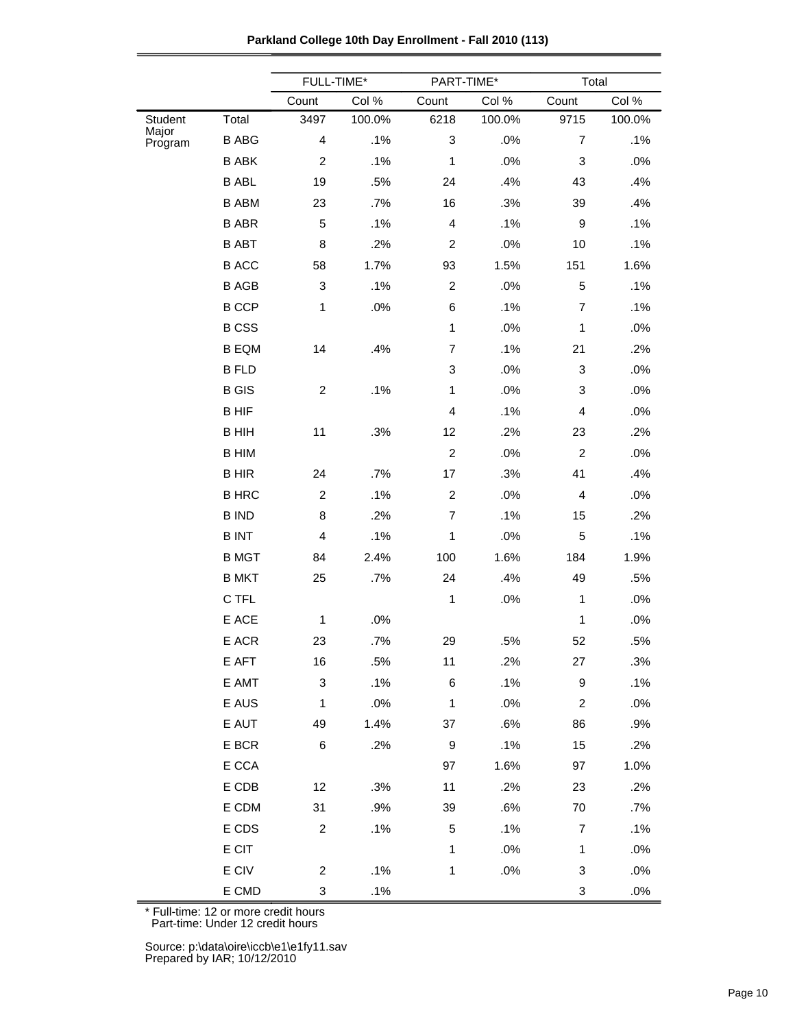**Parkland College 10th Day Enrollment - Fall 2010 (113)**

| | | FULL-TIME* | | PART-TIME* | | Total | |
|---|---|---|---|---|---|---|---|
| | | Count | Col % | Count | Col % | Count | Col % |
| Student Major Program | Total | 3497 | 100.0% | 6218 | 100.0% | 9715 | 100.0% |
| | B ABG | 4 | .1% | 3 | .0% | 7 | .1% |
| | B ABK | 2 | .1% | 1 | .0% | 3 | .0% |
| | B ABL | 19 | .5% | 24 | .4% | 43 | .4% |
| | B ABM | 23 | .7% | 16 | .3% | 39 | .4% |
| | B ABR | 5 | .1% | 4 | .1% | 9 | .1% |
| | B ABT | 8 | .2% | 2 | .0% | 10 | .1% |
| | B ACC | 58 | 1.7% | 93 | 1.5% | 151 | 1.6% |
| | B AGB | 3 | .1% | 2 | .0% | 5 | .1% |
| | B CCP | 1 | .0% | 6 | .1% | 7 | .1% |
| | B CSS | | | 1 | .0% | 1 | .0% |
| | B EQM | 14 | .4% | 7 | .1% | 21 | .2% |
| | B FLD | | | 3 | .0% | 3 | .0% |
| | B GIS | 2 | .1% | 1 | .0% | 3 | .0% |
| | B HIF | | | 4 | .1% | 4 | .0% |
| | B HIH | 11 | .3% | 12 | .2% | 23 | .2% |
| | B HIM | | | 2 | .0% | 2 | .0% |
| | B HIR | 24 | .7% | 17 | .3% | 41 | .4% |
| | B HRC | 2 | .1% | 2 | .0% | 4 | .0% |
| | B IND | 8 | .2% | 7 | .1% | 15 | .2% |
| | B INT | 4 | .1% | 1 | .0% | 5 | .1% |
| | B MGT | 84 | 2.4% | 100 | 1.6% | 184 | 1.9% |
| | B MKT | 25 | .7% | 24 | .4% | 49 | .5% |
| | C TFL | | | 1 | .0% | 1 | .0% |
| | E ACE | 1 | .0% | | | 1 | .0% |
| | E ACR | 23 | .7% | 29 | .5% | 52 | .5% |
| | E AFT | 16 | .5% | 11 | .2% | 27 | .3% |
| | E AMT | 3 | .1% | 6 | .1% | 9 | .1% |
| | E AUS | 1 | .0% | 1 | .0% | 2 | .0% |
| | E AUT | 49 | 1.4% | 37 | .6% | 86 | .9% |
| | E BCR | 6 | .2% | 9 | .1% | 15 | .2% |
| | E CCA | | | 97 | 1.6% | 97 | 1.0% |
| | E CDB | 12 | .3% | 11 | .2% | 23 | .2% |
| | E CDM | 31 | .9% | 39 | .6% | 70 | .7% |
| | E CDS | 2 | .1% | 5 | .1% | 7 | .1% |
| | E CIT | | | 1 | .0% | 1 | .0% |
| | E CIV | 2 | .1% | 1 | .0% | 3 | .0% |
| | E CMD | 3 | .1% | | | 3 | .0% |

\* Full-time: 12 or more credit hours
Part-time: Under 12 credit hours

Source: p:\data\oire\iccb\e1\e1fy11.sav
Prepared by IAR; 10/12/2010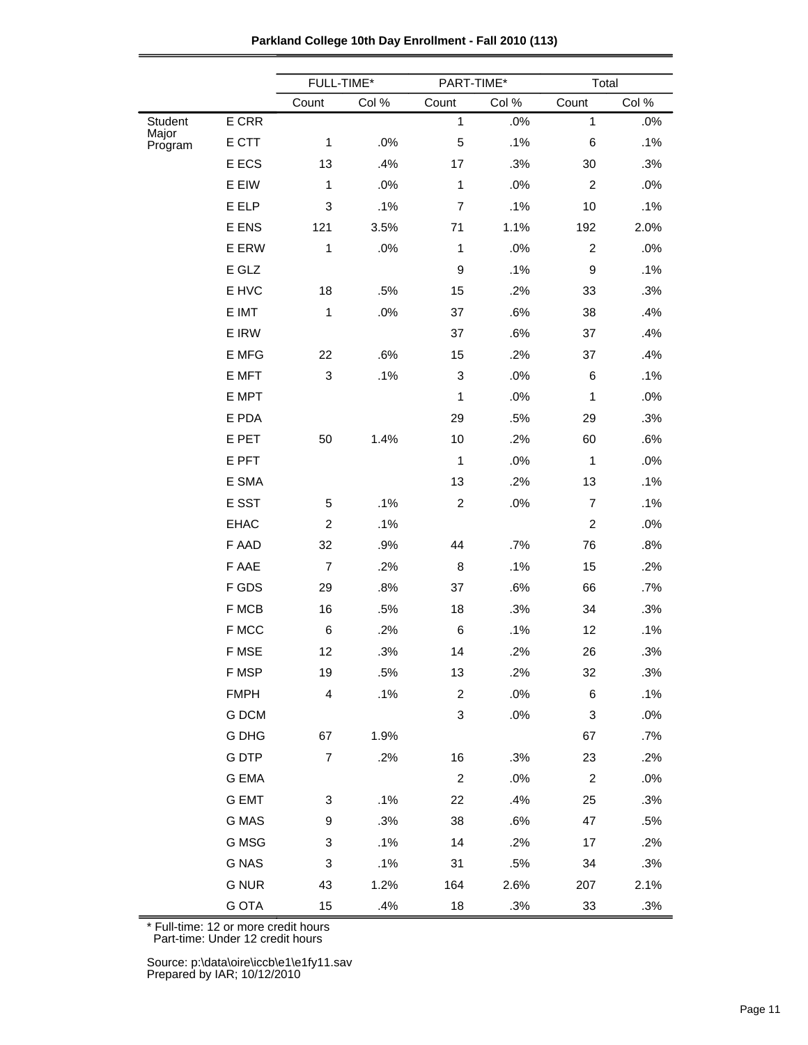**Parkland College 10th Day Enrollment - Fall 2010 (113)**

| | | FULL-TIME* | | PART-TIME* | | Total | |
|---|---|---|---|---|---|---|---|
| | | Count | Col % | Count | Col % | Count | Col % |
| Student Major Program | E CRR | | | 1 | .0% | 1 | .0% |
| | E CTT | 1 | .0% | 5 | .1% | 6 | .1% |
| | E ECS | 13 | .4% | 17 | .3% | 30 | .3% |
| | E EIW | 1 | .0% | 1 | .0% | 2 | .0% |
| | E ELP | 3 | .1% | 7 | .1% | 10 | .1% |
| | E ENS | 121 | 3.5% | 71 | 1.1% | 192 | 2.0% |
| | E ERW | 1 | .0% | 1 | .0% | 2 | .0% |
| | E GLZ | | | 9 | .1% | 9 | .1% |
| | E HVC | 18 | .5% | 15 | .2% | 33 | .3% |
| | E IMT | 1 | .0% | 37 | .6% | 38 | .4% |
| | E IRW | | | 37 | .6% | 37 | .4% |
| | E MFG | 22 | .6% | 15 | .2% | 37 | .4% |
| | E MFT | 3 | .1% | 3 | .0% | 6 | .1% |
| | E MPT | | | 1 | .0% | 1 | .0% |
| | E PDA | | | 29 | .5% | 29 | .3% |
| | E PET | 50 | 1.4% | 10 | .2% | 60 | .6% |
| | E PFT | | | 1 | .0% | 1 | .0% |
| | E SMA | | | 13 | .2% | 13 | .1% |
| | E SST | 5 | .1% | 2 | .0% | 7 | .1% |
| | EHAC | 2 | .1% | | | 2 | .0% |
| | F AAD | 32 | .9% | 44 | .7% | 76 | .8% |
| | F AAE | 7 | .2% | 8 | .1% | 15 | .2% |
| | F GDS | 29 | .8% | 37 | .6% | 66 | .7% |
| | F MCB | 16 | .5% | 18 | .3% | 34 | .3% |
| | F MCC | 6 | .2% | 6 | .1% | 12 | .1% |
| | F MSE | 12 | .3% | 14 | .2% | 26 | .3% |
| | F MSP | 19 | .5% | 13 | .2% | 32 | .3% |
| | FMPH | 4 | .1% | 2 | .0% | 6 | .1% |
| | G DCM | | | 3 | .0% | 3 | .0% |
| | G DHG | 67 | 1.9% | | | 67 | .7% |
| | G DTP | 7 | .2% | 16 | .3% | 23 | .2% |
| | G EMA | | | 2 | .0% | 2 | .0% |
| | G EMT | 3 | .1% | 22 | .4% | 25 | .3% |
| | G MAS | 9 | .3% | 38 | .6% | 47 | .5% |
| | G MSG | 3 | .1% | 14 | .2% | 17 | .2% |
| | G NAS | 3 | .1% | 31 | .5% | 34 | .3% |
| | G NUR | 43 | 1.2% | 164 | 2.6% | 207 | 2.1% |
| | G OTA | 15 | .4% | 18 | .3% | 33 | .3% |

\* Full-time: 12 or more credit hours
Part-time: Under 12 credit hours

Source: p:\data\oire\iccb\e1\e1fy11.sav
Prepared by IAR; 10/12/2010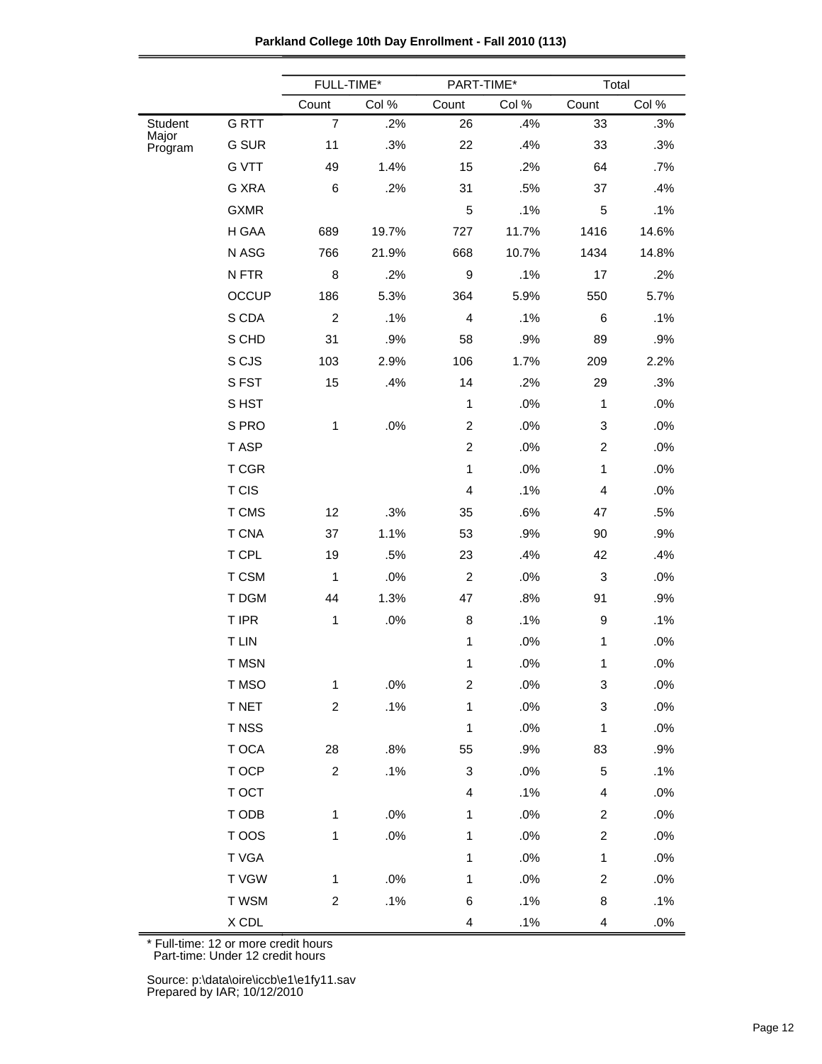**Parkland College 10th Day Enrollment - Fall 2010 (113)**

| | | FULL-TIME* | | PART-TIME* | | Total | |
|---|---|---|---|---|---|---|---|
| | | Count | Col % | Count | Col % | Count | Col % |
| Student Major Program | G RTT | 7 | .2% | 26 | .4% | 33 | .3% |
| | G SUR | 11 | .3% | 22 | .4% | 33 | .3% |
| | G VTT | 49 | 1.4% | 15 | .2% | 64 | .7% |
| | G XRA | 6 | .2% | 31 | .5% | 37 | .4% |
| | GXMR | | | 5 | .1% | 5 | .1% |
| | H GAA | 689 | 19.7% | 727 | 11.7% | 1416 | 14.6% |
| | N ASG | 766 | 21.9% | 668 | 10.7% | 1434 | 14.8% |
| | N FTR | 8 | .2% | 9 | .1% | 17 | .2% |
| | OCCUP | 186 | 5.3% | 364 | 5.9% | 550 | 5.7% |
| | S CDA | 2 | .1% | 4 | .1% | 6 | .1% |
| | S CHD | 31 | .9% | 58 | .9% | 89 | .9% |
| | S CJS | 103 | 2.9% | 106 | 1.7% | 209 | 2.2% |
| | S FST | 15 | .4% | 14 | .2% | 29 | .3% |
| | S HST | | | 1 | .0% | 1 | .0% |
| | S PRO | 1 | .0% | 2 | .0% | 3 | .0% |
| | T ASP | | | 2 | .0% | 2 | .0% |
| | T CGR | | | 1 | .0% | 1 | .0% |
| | T CIS | | | 4 | .1% | 4 | .0% |
| | T CMS | 12 | .3% | 35 | .6% | 47 | .5% |
| | T CNA | 37 | 1.1% | 53 | .9% | 90 | .9% |
| | T CPL | 19 | .5% | 23 | .4% | 42 | .4% |
| | T CSM | 1 | .0% | 2 | .0% | 3 | .0% |
| | T DGM | 44 | 1.3% | 47 | .8% | 91 | .9% |
| | T IPR | 1 | .0% | 8 | .1% | 9 | .1% |
| | T LIN | | | 1 | .0% | 1 | .0% |
| | T MSN | | | 1 | .0% | 1 | .0% |
| | T MSO | 1 | .0% | 2 | .0% | 3 | .0% |
| | T NET | 2 | .1% | 1 | .0% | 3 | .0% |
| | T NSS | | | 1 | .0% | 1 | .0% |
| | T OCA | 28 | .8% | 55 | .9% | 83 | .9% |
| | T OCP | 2 | .1% | 3 | .0% | 5 | .1% |
| | T OCT | | | 4 | .1% | 4 | .0% |
| | T ODB | 1 | .0% | 1 | .0% | 2 | .0% |
| | T OOS | 1 | .0% | 1 | .0% | 2 | .0% |
| | T VGA | | | 1 | .0% | 1 | .0% |
| | T VGW | 1 | .0% | 1 | .0% | 2 | .0% |
| | T WSM | 2 | .1% | 6 | .1% | 8 | .1% |
| | X CDL | | | 4 | .1% | 4 | .0% |

\* Full-time: 12 or more credit hours
Part-time: Under 12 credit hours

Source: p:\data\oire\iccb\e1\e1fy11.sav
Prepared by IAR; 10/12/2010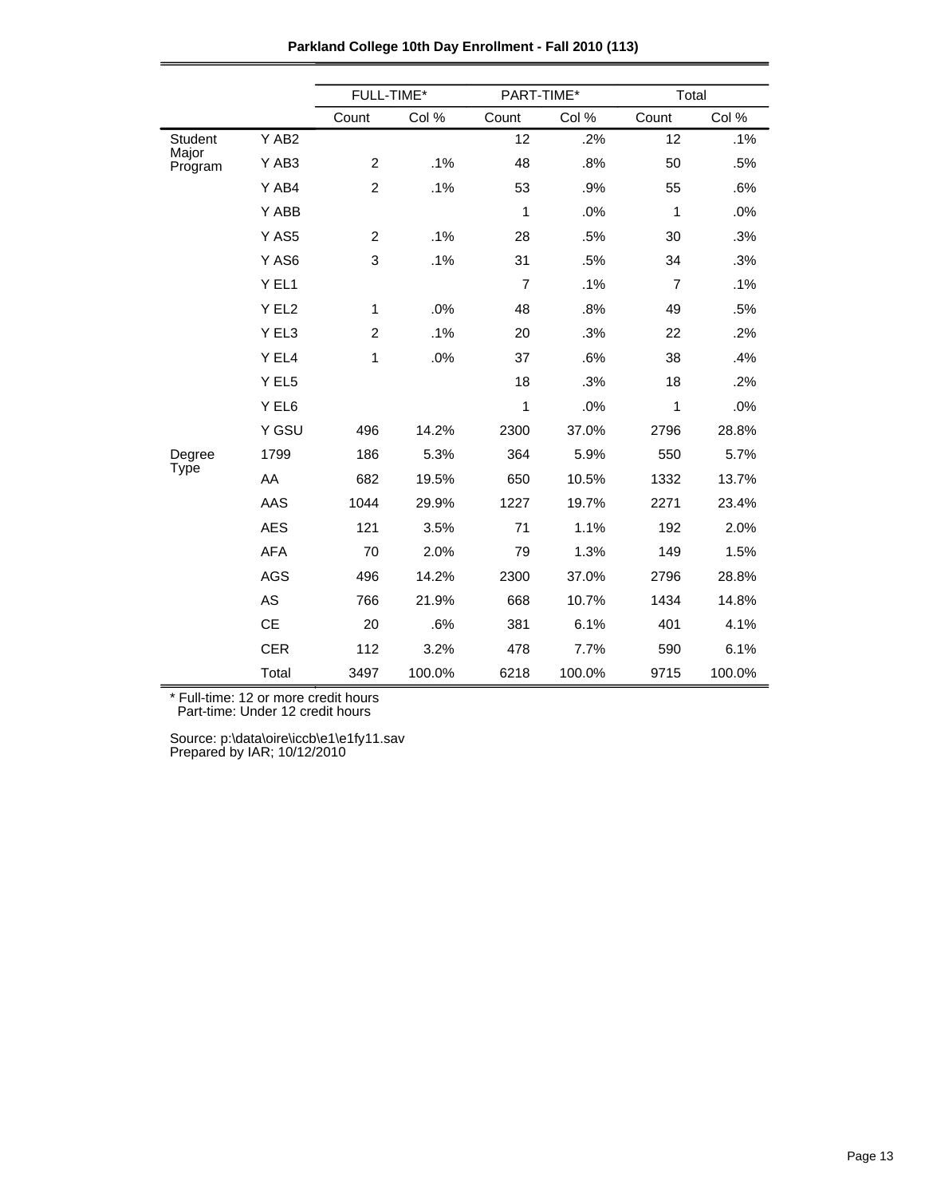**Parkland College 10th Day Enrollment - Fall 2010 (113)**

| | | FULL-TIME* | | PART-TIME* | | Total | |
|---|---|---|---|---|---|---|---|
| | | Count | Col % | Count | Col % | Count | Col % |
| Student Major Program | Y AB2 | | | 12 | .2% | 12 | .1% |
| | Y AB3 | 2 | .1% | 48 | .8% | 50 | .5% |
| | Y AB4 | 2 | .1% | 53 | .9% | 55 | .6% |
| | Y ABB | | | 1 | .0% | 1 | .0% |
| | Y AS5 | 2 | .1% | 28 | .5% | 30 | .3% |
| | Y AS6 | 3 | .1% | 31 | .5% | 34 | .3% |
| | Y EL1 | | | 7 | .1% | 7 | .1% |
| | Y EL2 | 1 | .0% | 48 | .8% | 49 | .5% |
| | Y EL3 | 2 | .1% | 20 | .3% | 22 | .2% |
| | Y EL4 | 1 | .0% | 37 | .6% | 38 | .4% |
| | Y EL5 | | | 18 | .3% | 18 | .2% |
| | Y EL6 | | | 1 | .0% | 1 | .0% |
| | Y GSU | 496 | 14.2% | 2300 | 37.0% | 2796 | 28.8% |
| Degree Type | 1799 | 186 | 5.3% | 364 | 5.9% | 550 | 5.7% |
| | AA | 682 | 19.5% | 650 | 10.5% | 1332 | 13.7% |
| | AAS | 1044 | 29.9% | 1227 | 19.7% | 2271 | 23.4% |
| | AES | 121 | 3.5% | 71 | 1.1% | 192 | 2.0% |
| | AFA | 70 | 2.0% | 79 | 1.3% | 149 | 1.5% |
| | AGS | 496 | 14.2% | 2300 | 37.0% | 2796 | 28.8% |
| | AS | 766 | 21.9% | 668 | 10.7% | 1434 | 14.8% |
| | CE | 20 | .6% | 381 | 6.1% | 401 | 4.1% |
| | CER | 112 | 3.2% | 478 | 7.7% | 590 | 6.1% |
| | Total | 3497 | 100.0% | 6218 | 100.0% | 9715 | 100.0% |

* Full-time: 12 or more credit hours
  Part-time: Under 12 credit hours

Source: p:\data\oire\iccb\e1\e1fy11.sav
Prepared by IAR; 10/12/2010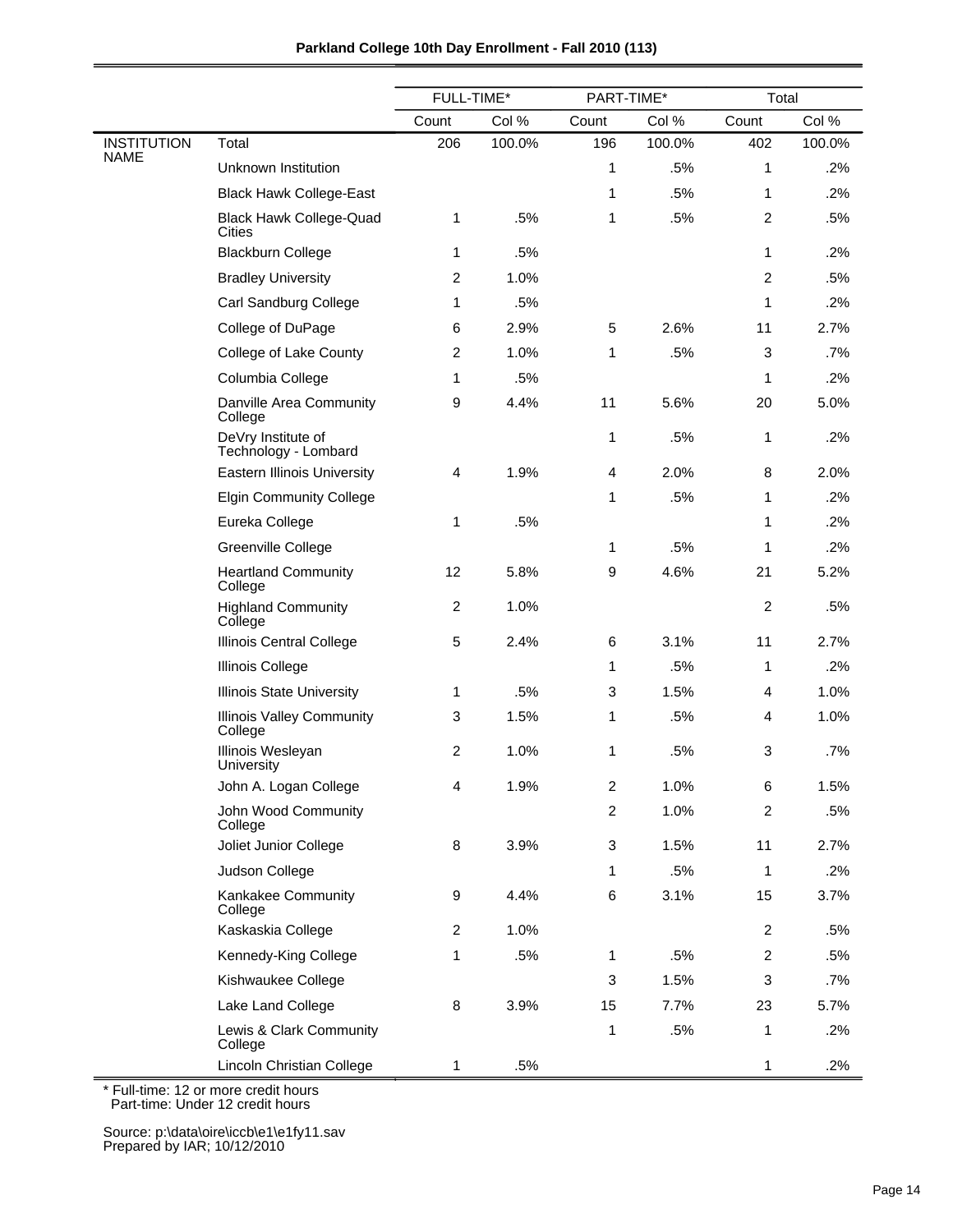**Parkland College 10th Day Enrollment - Fall 2010 (113)**

| | | FULL-TIME* | | PART-TIME* | | Total | |
|---|---|---|---|---|---|---|---|
| | | Count | Col % | Count | Col % | Count | Col % |
| INSTITUTION NAME | Total | 206 | 100.0% | 196 | 100.0% | 402 | 100.0% |
| | Unknown Institution | | | 1 | .5% | 1 | .2% |
| | Black Hawk College-East | | | 1 | .5% | 1 | .2% |
| | Black Hawk College-Quad Cities | 1 | .5% | 1 | .5% | 2 | .5% |
| | Blackburn College | 1 | .5% | | | 1 | .2% |
| | Bradley University | 2 | 1.0% | | | 2 | .5% |
| | Carl Sandburg College | 1 | .5% | | | 1 | .2% |
| | College of DuPage | 6 | 2.9% | 5 | 2.6% | 11 | 2.7% |
| | College of Lake County | 2 | 1.0% | 1 | .5% | 3 | .7% |
| | Columbia College | 1 | .5% | | | 1 | .2% |
| | Danville Area Community College | 9 | 4.4% | 11 | 5.6% | 20 | 5.0% |
| | DeVry Institute of Technology - Lombard | | | 1 | .5% | 1 | .2% |
| | Eastern Illinois University | 4 | 1.9% | 4 | 2.0% | 8 | 2.0% |
| | Elgin Community College | | | 1 | .5% | 1 | .2% |
| | Eureka College | 1 | .5% | | | 1 | .2% |
| | Greenville College | | | 1 | .5% | 1 | .2% |
| | Heartland Community College | 12 | 5.8% | 9 | 4.6% | 21 | 5.2% |
| | Highland Community College | 2 | 1.0% | | | 2 | .5% |
| | Illinois Central College | 5 | 2.4% | 6 | 3.1% | 11 | 2.7% |
| | Illinois College | | | 1 | .5% | 1 | .2% |
| | Illinois State University | 1 | .5% | 3 | 1.5% | 4 | 1.0% |
| | Illinois Valley Community College | 3 | 1.5% | 1 | .5% | 4 | 1.0% |
| | Illinois Wesleyan University | 2 | 1.0% | 1 | .5% | 3 | .7% |
| | John A. Logan College | 4 | 1.9% | 2 | 1.0% | 6 | 1.5% |
| | John Wood Community College | | | 2 | 1.0% | 2 | .5% |
| | Joliet Junior College | 8 | 3.9% | 3 | 1.5% | 11 | 2.7% |
| | Judson College | | | 1 | .5% | 1 | .2% |
| | Kankakee Community College | 9 | 4.4% | 6 | 3.1% | 15 | 3.7% |
| | Kaskaskia College | 2 | 1.0% | | | 2 | .5% |
| | Kennedy-King College | 1 | .5% | 1 | .5% | 2 | .5% |
| | Kishwaukee College | | | 3 | 1.5% | 3 | .7% |
| | Lake Land College | 8 | 3.9% | 15 | 7.7% | 23 | 5.7% |
| | Lewis & Clark Community College | | | 1 | .5% | 1 | .2% |
| | Lincoln Christian College | 1 | .5% | | | 1 | .2% |

\* Full-time: 12 or more credit hours
Part-time: Under 12 credit hours

Source: p:\data\oire\iccb\e1\e1fy11.sav
Prepared by IAR; 10/12/2010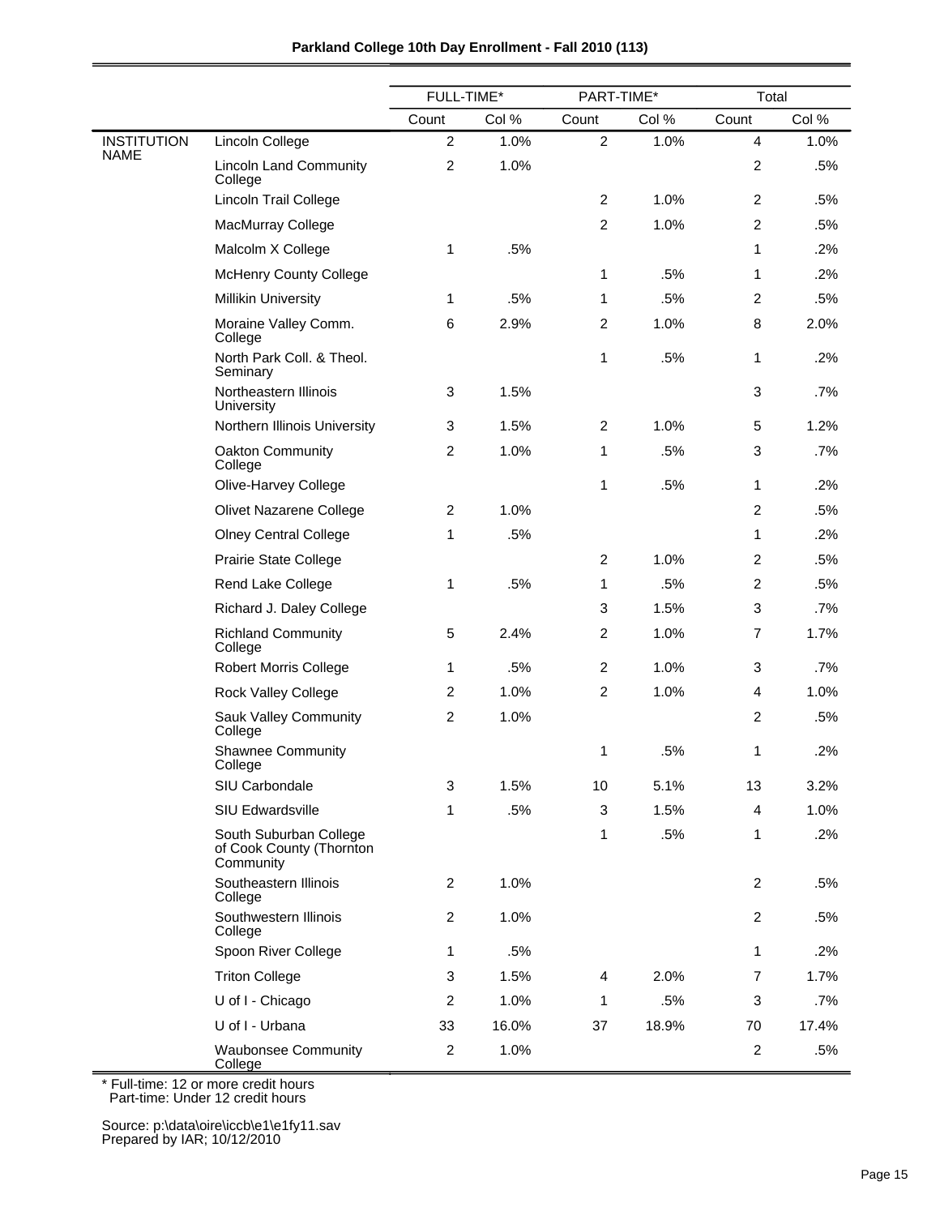**Parkland College 10th Day Enrollment - Fall 2010 (113)**

| | | FULL-TIME* | | PART-TIME* | | Total | |
|---|---|---|---|---|---|---|---|
| | | Count | Col % | Count | Col % | Count | Col % |
| INSTITUTION NAME | Lincoln College | 2 | 1.0% | 2 | 1.0% | 4 | 1.0% |
| | Lincoln Land Community College | 2 | 1.0% | | | 2 | .5% |
| | Lincoln Trail College | | | 2 | 1.0% | 2 | .5% |
| | MacMurray College | | | 2 | 1.0% | 2 | .5% |
| | Malcolm X College | 1 | .5% | | | 1 | .2% |
| | McHenry County College | | | 1 | .5% | 1 | .2% |
| | Millikin University | 1 | .5% | 1 | .5% | 2 | .5% |
| | Moraine Valley Comm. College | 6 | 2.9% | 2 | 1.0% | 8 | 2.0% |
| | North Park Coll. & Theol. Seminary | | | 1 | .5% | 1 | .2% |
| | Northeastern Illinois University | 3 | 1.5% | | | 3 | .7% |
| | Northern Illinois University | 3 | 1.5% | 2 | 1.0% | 5 | 1.2% |
| | Oakton Community College | 2 | 1.0% | 1 | .5% | 3 | .7% |
| | Olive-Harvey College | | | 1 | .5% | 1 | .2% |
| | Olivet Nazarene College | 2 | 1.0% | | | 2 | .5% |
| | Olney Central College | 1 | .5% | | | 1 | .2% |
| | Prairie State College | | | 2 | 1.0% | 2 | .5% |
| | Rend Lake College | 1 | .5% | 1 | .5% | 2 | .5% |
| | Richard J. Daley College | | | 3 | 1.5% | 3 | .7% |
| | Richland Community College | 5 | 2.4% | 2 | 1.0% | 7 | 1.7% |
| | Robert Morris College | 1 | .5% | 2 | 1.0% | 3 | .7% |
| | Rock Valley College | 2 | 1.0% | 2 | 1.0% | 4 | 1.0% |
| | Sauk Valley Community College | 2 | 1.0% | | | 2 | .5% |
| | Shawnee Community College | | | 1 | .5% | 1 | .2% |
| | SIU Carbondale | 3 | 1.5% | 10 | 5.1% | 13 | 3.2% |
| | SIU Edwardsville | 1 | .5% | 3 | 1.5% | 4 | 1.0% |
| | South Suburban College of Cook County (Thornton Community | | | 1 | .5% | 1 | .2% |
| | Southeastern Illinois College | 2 | 1.0% | | | 2 | .5% |
| | Southwestern Illinois College | 2 | 1.0% | | | 2 | .5% |
| | Spoon River College | 1 | .5% | | | 1 | .2% |
| | Triton College | 3 | 1.5% | 4 | 2.0% | 7 | 1.7% |
| | U of I - Chicago | 2 | 1.0% | 1 | .5% | 3 | .7% |
| | U of I - Urbana | 33 | 16.0% | 37 | 18.9% | 70 | 17.4% |
| | Waubonsee Community College | 2 | 1.0% | | | 2 | .5% |

\* Full-time: 12 or more credit hours
Part-time: Under 12 credit hours

Source: p:\data\oire\iccb\e1\e1fy11.sav
Prepared by IAR; 10/12/2010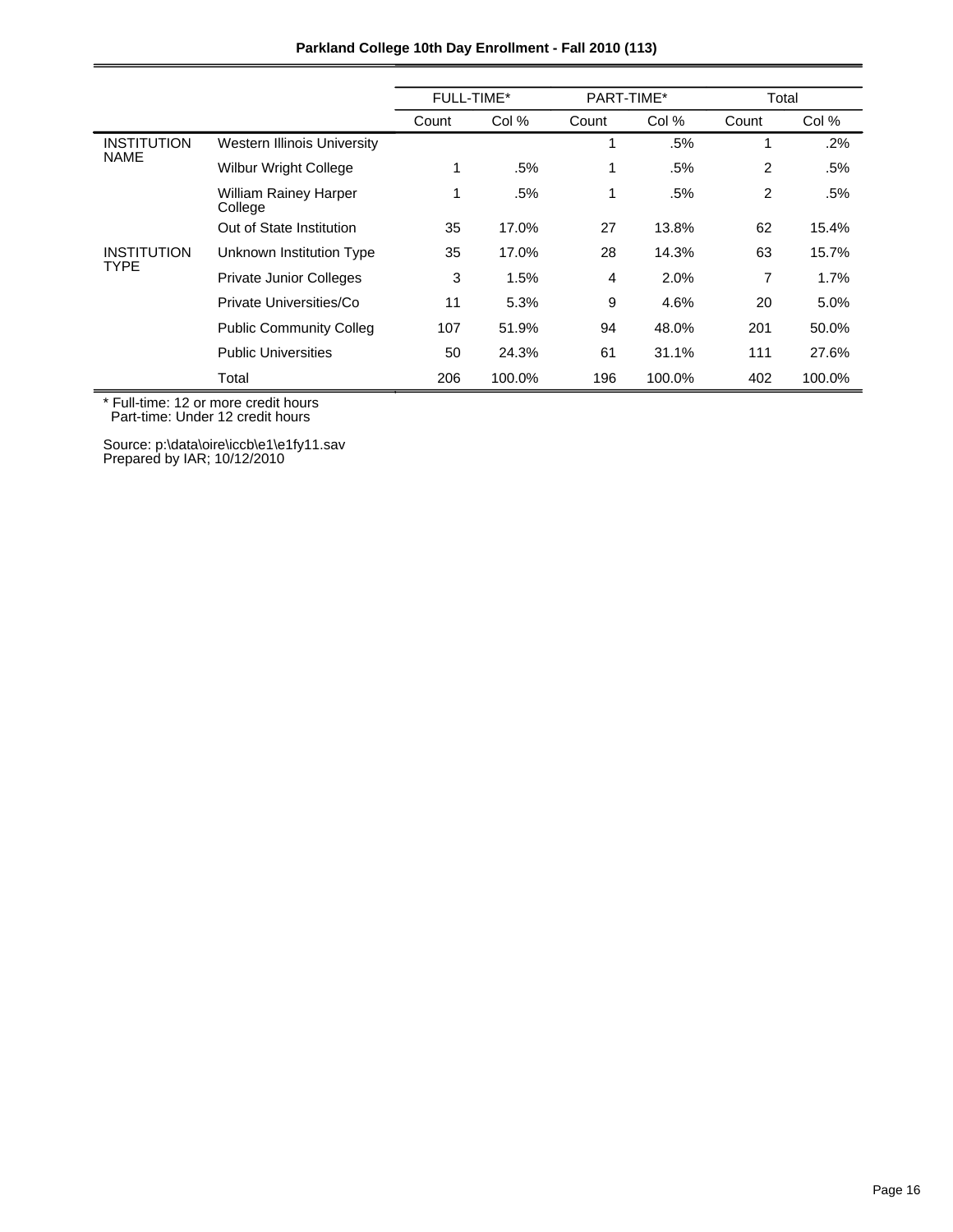**Parkland College 10th Day Enrollment - Fall 2010 (113)**

| | | FULL-TIME* | | PART-TIME* | | Total | |
|---|---|---|---|---|---|---|---|
| | | Count | Col % | Count | Col % | Count | Col % |
| INSTITUTION NAME | Western Illinois University | | | 1 | .5% | 1 | .2% |
| | Wilbur Wright College | 1 | .5% | 1 | .5% | 2 | .5% |
| | William Rainey Harper College | 1 | .5% | 1 | .5% | 2 | .5% |
| | Out of State Institution | 35 | 17.0% | 27 | 13.8% | 62 | 15.4% |
| INSTITUTION TYPE | Unknown Institution Type | 35 | 17.0% | 28 | 14.3% | 63 | 15.7% |
| | Private Junior Colleges | 3 | 1.5% | 4 | 2.0% | 7 | 1.7% |
| | Private Universities/Co | 11 | 5.3% | 9 | 4.6% | 20 | 5.0% |
| | Public Community Colleg | 107 | 51.9% | 94 | 48.0% | 201 | 50.0% |
| | Public Universities | 50 | 24.3% | 61 | 31.1% | 111 | 27.6% |
| | Total | 206 | 100.0% | 196 | 100.0% | 402 | 100.0% |

* Full-time: 12 or more credit hours
  Part-time: Under 12 credit hours

Source: p:\data\oire\iccb\e1\e1fy11.sav
Prepared by IAR; 10/12/2010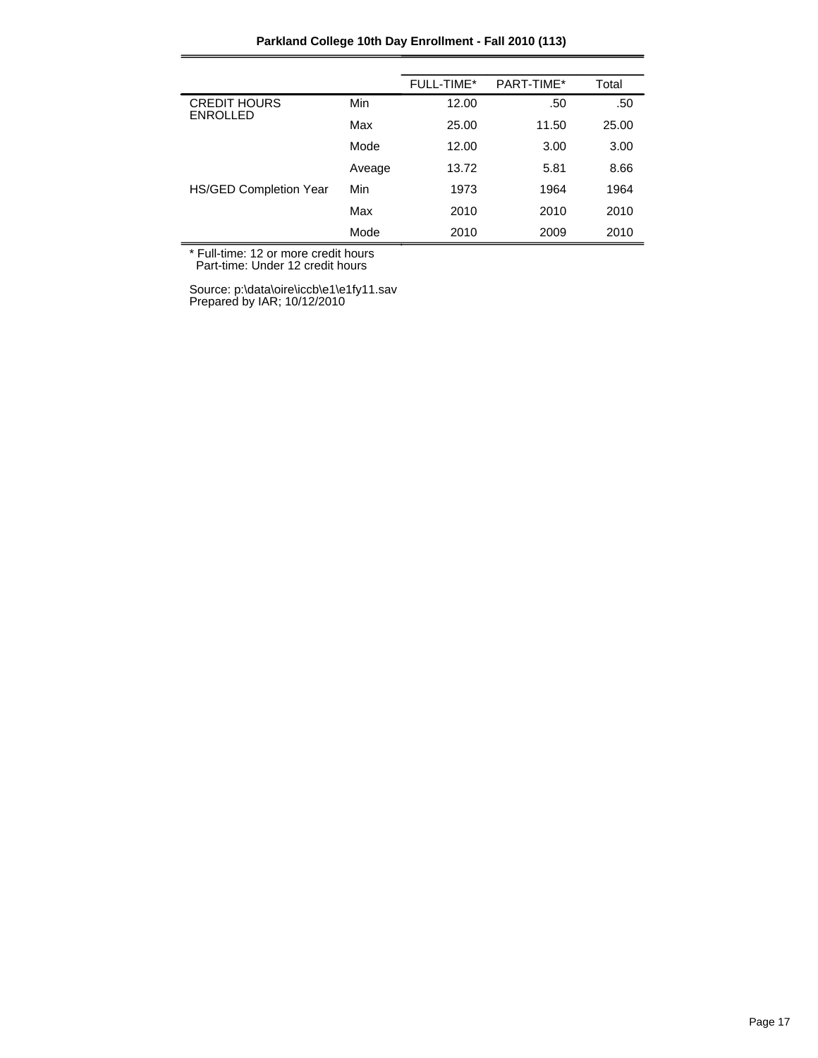**Parkland College 10th Day Enrollment - Fall 2010 (113)**

| | | FULL-TIME* | PART-TIME* | Total |
|---|---|---|---|---|
| CREDIT HOURS ENROLLED | Min | 12.00 | .50 | .50 |
| | Max | 25.00 | 11.50 | 25.00 |
| | Mode | 12.00 | 3.00 | 3.00 |
| | Aveage | 13.72 | 5.81 | 8.66 |
| HS/GED Completion Year | Min | 1973 | 1964 | 1964 |
| | Max | 2010 | 2010 | 2010 |
| | Mode | 2010 | 2009 | 2010 |

\* Full-time: 12 or more credit hours
Part-time: Under 12 credit hours

Source: p:\data\oire\iccb\e1\e1fy11.sav
Prepared by IAR; 10/12/2010